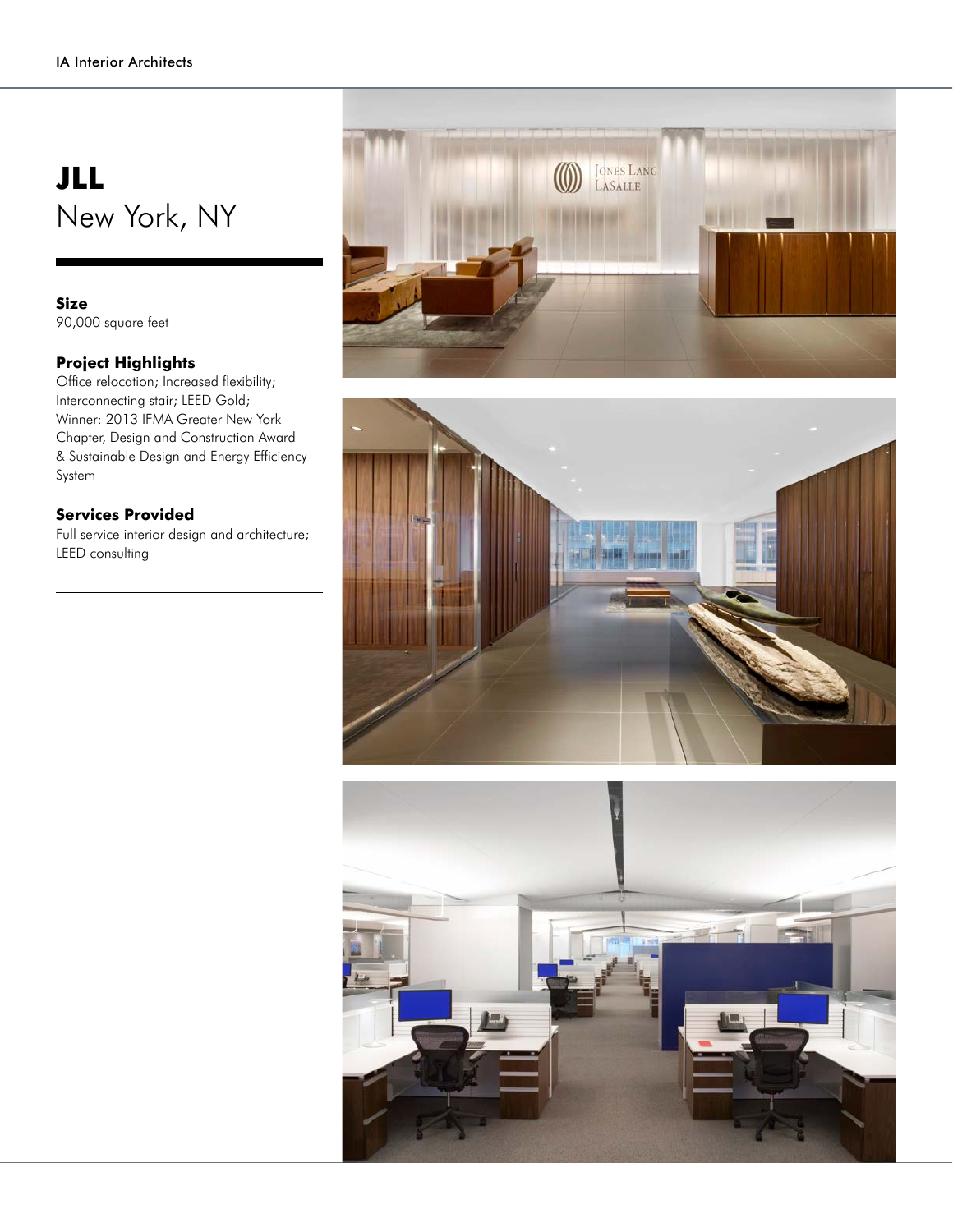# JLL
New York, NY

**Size**
90,000 square feet

**Project Highlights**
Office relocation; Increased flexibility; Interconnecting stair; LEED Gold; Winner: 2013 IFMA Greater New York Chapter, Design and Construction Award & Sustainable Design and Energy Efficiency System

**Services Provided**
Full service interior design and architecture; LEED consulting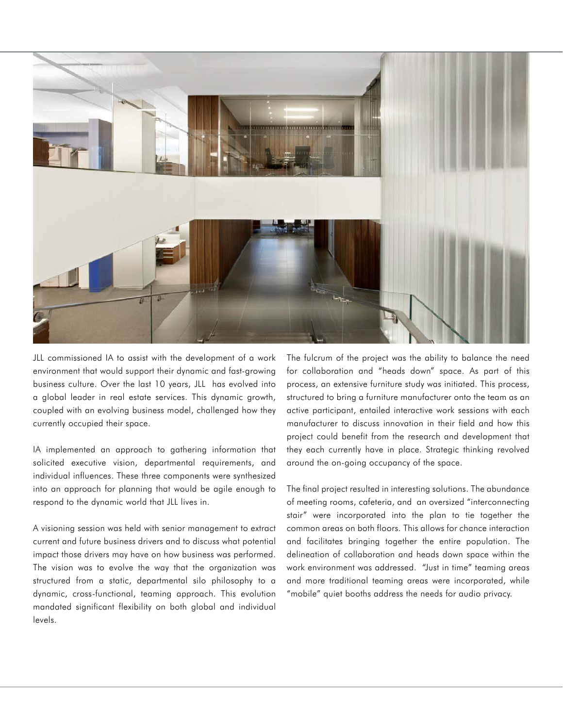JLL commissioned IA to assist with the development of a work environment that would support their dynamic and fast-growing business culture. Over the last 10 years, JLL has evolved into a global leader in real estate services. This dynamic growth, coupled with an evolving business model, challenged how they currently occupied their space.

IA implemented an approach to gathering information that solicited executive vision, departmental requirements, and individual influences. These three components were synthesized into an approach for planning that would be agile enough to respond to the dynamic world that JLL lives in.

A visioning session was held with senior management to extract current and future business drivers and to discuss what potential impact those drivers may have on how business was performed. The vision was to evolve the way that the organization was structured from a static, departmental silo philosophy to a dynamic, cross-functional, teaming approach. This evolution mandated significant flexibility on both global and individual levels.

The fulcrum of the project was the ability to balance the need for collaboration and "heads down" space. As part of this process, an extensive furniture study was initiated. This process, structured to bring a furniture manufacturer onto the team as an active participant, entailed interactive work sessions with each manufacturer to discuss innovation in their field and how this project could benefit from the research and development that they each currently have in place. Strategic thinking revolved around the on-going occupancy of the space.

The final project resulted in interesting solutions. The abundance of meeting rooms, cafeteria, and an oversized "interconnecting stair" were incorporated into the plan to tie together the common areas on both floors. This allows for chance interaction and facilitates bringing together the entire population. The delineation of collaboration and heads down space within the work environment was addressed. "Just in time" teaming areas and more traditional teaming areas were incorporated, while "mobile" quiet booths address the needs for audio privacy.